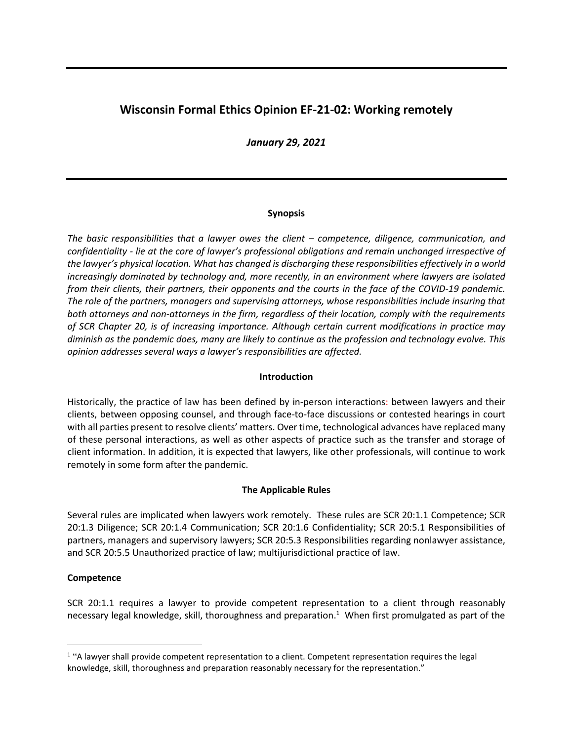# Wisconsin Formal Ethics Opinion EF-21-02: Working remotely

***January 29, 2021***

### Synopsis

*The basic responsibilities that a lawyer owes the client – competence, diligence, communication, and confidentiality - lie at the core of lawyer's professional obligations and remain unchanged irrespective of the lawyer's physical location. What has changed is discharging these responsibilities effectively in a world increasingly dominated by technology and, more recently, in an environment where lawyers are isolated from their clients, their partners, their opponents and the courts in the face of the COVID-19 pandemic. The role of the partners, managers and supervising attorneys, whose responsibilities include insuring that both attorneys and non-attorneys in the firm, regardless of their location, comply with the requirements of SCR Chapter 20, is of increasing importance. Although certain current modifications in practice may diminish as the pandemic does, many are likely to continue as the profession and technology evolve. This opinion addresses several ways a lawyer's responsibilities are affected.*

### Introduction

Historically, the practice of law has been defined by in-person interactions: between lawyers and their clients, between opposing counsel, and through face-to-face discussions or contested hearings in court with all parties present to resolve clients' matters. Over time, technological advances have replaced many of these personal interactions, as well as other aspects of practice such as the transfer and storage of client information. In addition, it is expected that lawyers, like other professionals, will continue to work remotely in some form after the pandemic.

### The Applicable Rules

Several rules are implicated when lawyers work remotely. These rules are SCR 20:1.1 Competence; SCR 20:1.3 Diligence; SCR 20:1.4 Communication; SCR 20:1.6 Confidentiality; SCR 20:5.1 Responsibilities of partners, managers and supervisory lawyers; SCR 20:5.3 Responsibilities regarding nonlawyer assistance, and SCR 20:5.5 Unauthorized practice of law; multijurisdictional practice of law.

**Competence**

SCR 20:1.1 requires a lawyer to provide competent representation to a client through reasonably necessary legal knowledge, skill, thoroughness and preparation.[1] When first promulgated as part of the

[1] "A lawyer shall provide competent representation to a client. Competent representation requires the legal knowledge, skill, thoroughness and preparation reasonably necessary for the representation."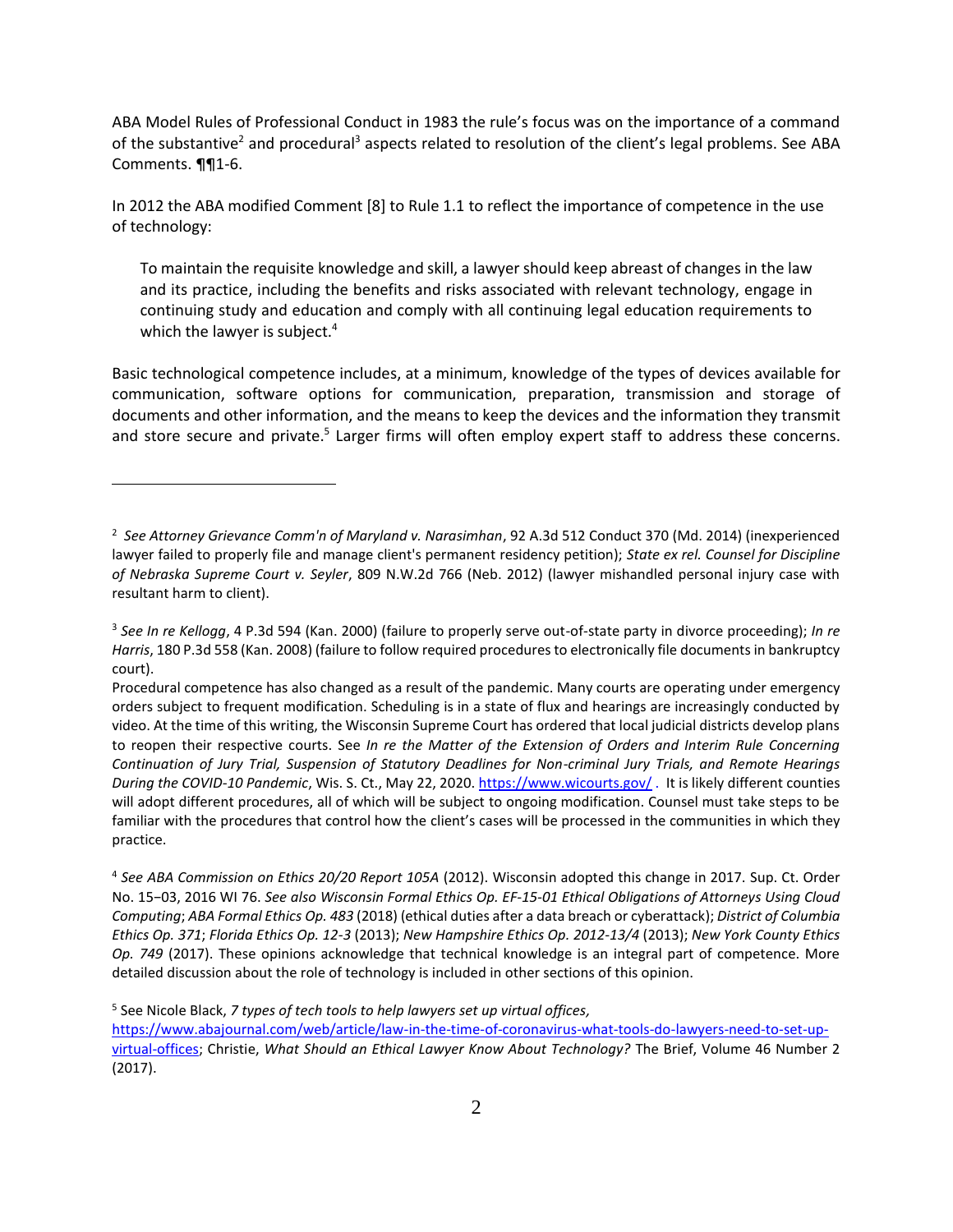ABA Model Rules of Professional Conduct in 1983 the rule's focus was on the importance of a command of the substantive[2] and procedural[3] aspects related to resolution of the client's legal problems. See ABA Comments. ¶¶1-6.

In 2012 the ABA modified Comment [8] to Rule 1.1 to reflect the importance of competence in the use of technology:

> To maintain the requisite knowledge and skill, a lawyer should keep abreast of changes in the law and its practice, including the benefits and risks associated with relevant technology, engage in continuing study and education and comply with all continuing legal education requirements to which the lawyer is subject.[4]

Basic technological competence includes, at a minimum, knowledge of the types of devices available for communication, software options for communication, preparation, transmission and storage of documents and other information, and the means to keep the devices and the information they transmit and store secure and private.[5] Larger firms will often employ expert staff to address these concerns.

---

[2] *See Attorney Grievance Comm'n of Maryland v. Narasimhan*, 92 A.3d 512 Conduct 370 (Md. 2014) (inexperienced lawyer failed to properly file and manage client's permanent residency petition); *State ex rel. Counsel for Discipline of Nebraska Supreme Court v. Seyler*, 809 N.W.2d 766 (Neb. 2012) (lawyer mishandled personal injury case with resultant harm to client).

[3] *See In re Kellogg*, 4 P.3d 594 (Kan. 2000) (failure to properly serve out-of-state party in divorce proceeding); *In re Harris*, 180 P.3d 558 (Kan. 2008) (failure to follow required procedures to electronically file documents in bankruptcy court).

Procedural competence has also changed as a result of the pandemic. Many courts are operating under emergency orders subject to frequent modification. Scheduling is in a state of flux and hearings are increasingly conducted by video. At the time of this writing, the Wisconsin Supreme Court has ordered that local judicial districts develop plans to reopen their respective courts. See *In re the Matter of the Extension of Orders and Interim Rule Concerning Continuation of Jury Trial, Suspension of Statutory Deadlines for Non-criminal Jury Trials, and Remote Hearings During the COVID-10 Pandemic*, Wis. S. Ct., May 22, 2020. https://www.wicourts.gov/ . It is likely different counties will adopt different procedures, all of which will be subject to ongoing modification. Counsel must take steps to be familiar with the procedures that control how the client's cases will be processed in the communities in which they practice.

[4] *See ABA Commission on Ethics 20/20 Report 105A* (2012). Wisconsin adopted this change in 2017. Sup. Ct. Order No. 15‒03, 2016 WI 76. *See also Wisconsin Formal Ethics Op. EF-15-01 Ethical Obligations of Attorneys Using Cloud Computing*; *ABA Formal Ethics Op. 483* (2018) (ethical duties after a data breach or cyberattack); *District of Columbia Ethics Op. 371*; *Florida Ethics Op. 12-3* (2013); *New Hampshire Ethics Op. 2012-13/4* (2013); *New York County Ethics Op. 749* (2017). These opinions acknowledge that technical knowledge is an integral part of competence. More detailed discussion about the role of technology is included in other sections of this opinion.

[5] See Nicole Black, *7 types of tech tools to help lawyers set up virtual offices,* https://www.abajournal.com/web/article/law-in-the-time-of-coronavirus-what-tools-do-lawyers-need-to-set-up-virtual-offices; Christie, *What Should an Ethical Lawyer Know About Technology?* The Brief, Volume 46 Number 2 (2017).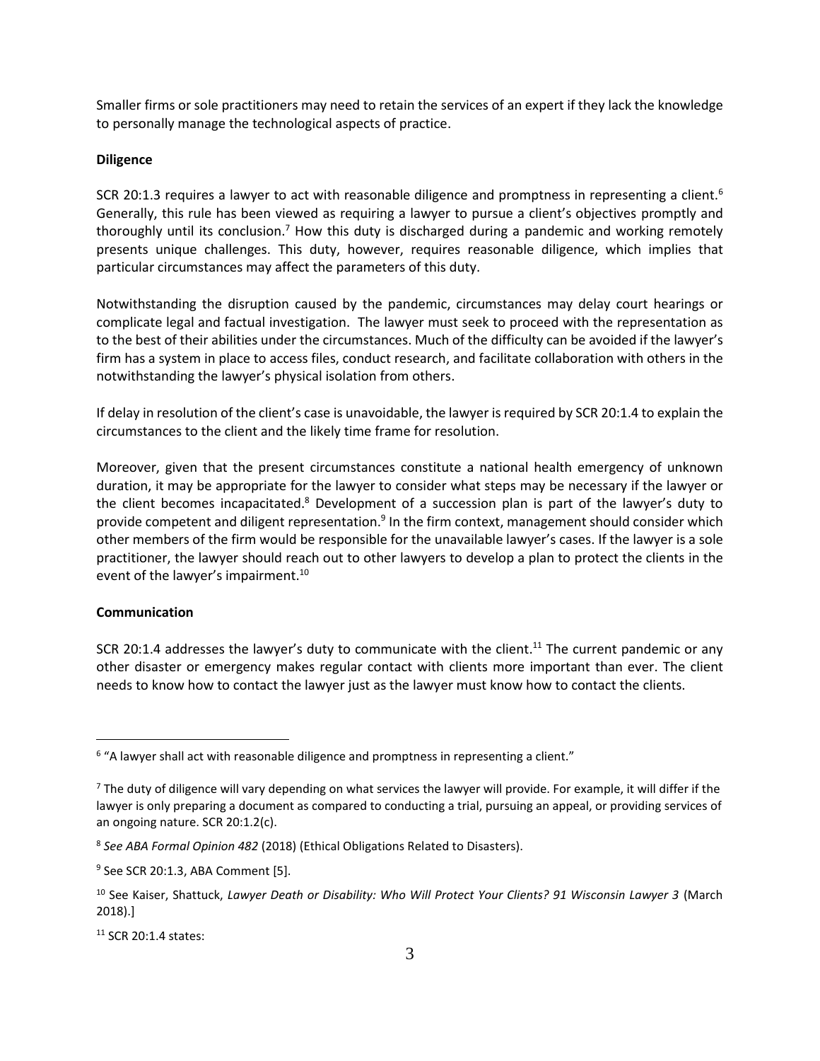Smaller firms or sole practitioners may need to retain the services of an expert if they lack the knowledge to personally manage the technological aspects of practice.

**Diligence**

SCR 20:1.3 requires a lawyer to act with reasonable diligence and promptness in representing a client.[6] Generally, this rule has been viewed as requiring a lawyer to pursue a client's objectives promptly and thoroughly until its conclusion.[7] How this duty is discharged during a pandemic and working remotely presents unique challenges. This duty, however, requires reasonable diligence, which implies that particular circumstances may affect the parameters of this duty.

Notwithstanding the disruption caused by the pandemic, circumstances may delay court hearings or complicate legal and factual investigation. The lawyer must seek to proceed with the representation as to the best of their abilities under the circumstances. Much of the difficulty can be avoided if the lawyer's firm has a system in place to access files, conduct research, and facilitate collaboration with others in the notwithstanding the lawyer's physical isolation from others.

If delay in resolution of the client's case is unavoidable, the lawyer is required by SCR 20:1.4 to explain the circumstances to the client and the likely time frame for resolution.

Moreover, given that the present circumstances constitute a national health emergency of unknown duration, it may be appropriate for the lawyer to consider what steps may be necessary if the lawyer or the client becomes incapacitated.[8] Development of a succession plan is part of the lawyer's duty to provide competent and diligent representation.[9] In the firm context, management should consider which other members of the firm would be responsible for the unavailable lawyer's cases. If the lawyer is a sole practitioner, the lawyer should reach out to other lawyers to develop a plan to protect the clients in the event of the lawyer's impairment.[10]

**Communication**

SCR 20:1.4 addresses the lawyer's duty to communicate with the client.[11] The current pandemic or any other disaster or emergency makes regular contact with clients more important than ever. The client needs to know how to contact the lawyer just as the lawyer must know how to contact the clients.

---

[6] "A lawyer shall act with reasonable diligence and promptness in representing a client."

[7] The duty of diligence will vary depending on what services the lawyer will provide. For example, it will differ if the lawyer is only preparing a document as compared to conducting a trial, pursuing an appeal, or providing services of an ongoing nature. SCR 20:1.2(c).

[8] *See ABA Formal Opinion 482* (2018) (Ethical Obligations Related to Disasters).

[9] See SCR 20:1.3, ABA Comment [5].

[10] See Kaiser, Shattuck, *Lawyer Death or Disability: Who Will Protect Your Clients? 91 Wisconsin Lawyer 3* (March 2018).]

[11] SCR 20:1.4 states: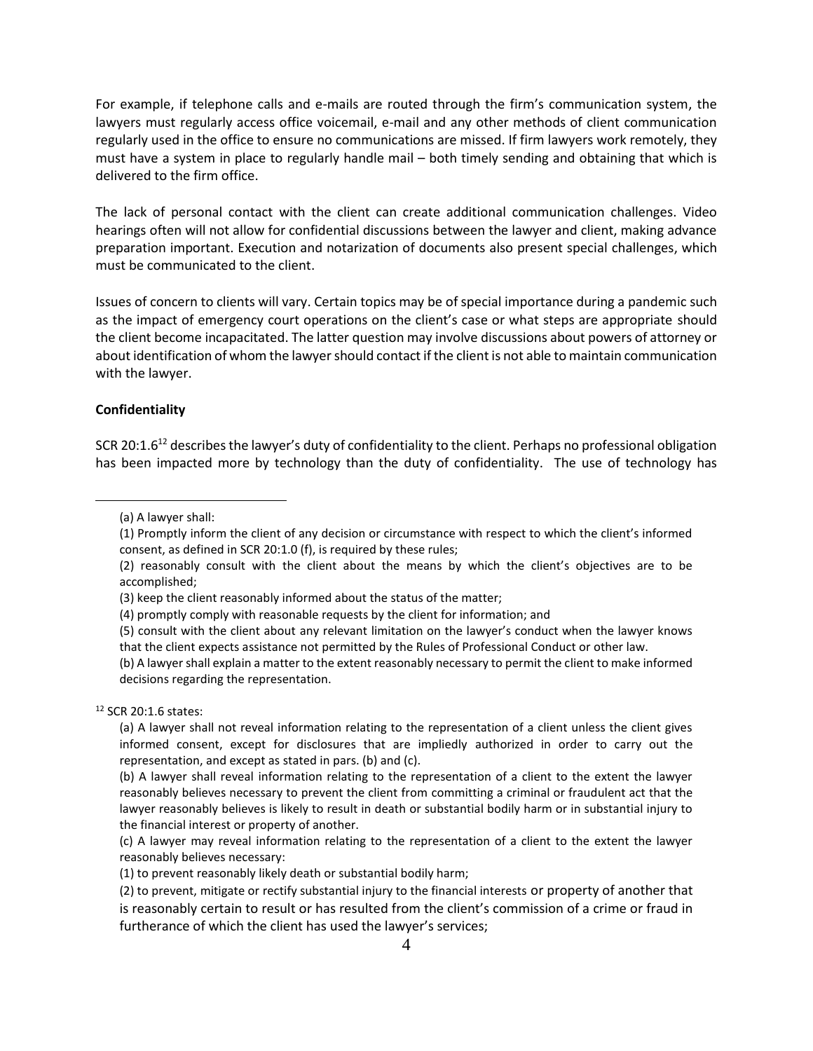For example, if telephone calls and e-mails are routed through the firm's communication system, the lawyers must regularly access office voicemail, e-mail and any other methods of client communication regularly used in the office to ensure no communications are missed. If firm lawyers work remotely, they must have a system in place to regularly handle mail – both timely sending and obtaining that which is delivered to the firm office.

The lack of personal contact with the client can create additional communication challenges. Video hearings often will not allow for confidential discussions between the lawyer and client, making advance preparation important. Execution and notarization of documents also present special challenges, which must be communicated to the client.

Issues of concern to clients will vary. Certain topics may be of special importance during a pandemic such as the impact of emergency court operations on the client's case or what steps are appropriate should the client become incapacitated. The latter question may involve discussions about powers of attorney or about identification of whom the lawyer should contact if the client is not able to maintain communication with the lawyer.

**Confidentiality**

SCR 20:1.6[12] describes the lawyer's duty of confidentiality to the client. Perhaps no professional obligation has been impacted more by technology than the duty of confidentiality. The use of technology has

---

(a) A lawyer shall:

(1) Promptly inform the client of any decision or circumstance with respect to which the client's informed consent, as defined in SCR 20:1.0 (f), is required by these rules;

(2) reasonably consult with the client about the means by which the client's objectives are to be accomplished;

(3) keep the client reasonably informed about the status of the matter;

(4) promptly comply with reasonable requests by the client for information; and

(5) consult with the client about any relevant limitation on the lawyer's conduct when the lawyer knows that the client expects assistance not permitted by the Rules of Professional Conduct or other law.

(b) A lawyer shall explain a matter to the extent reasonably necessary to permit the client to make informed decisions regarding the representation.

[12] SCR 20:1.6 states:

(a) A lawyer shall not reveal information relating to the representation of a client unless the client gives informed consent, except for disclosures that are impliedly authorized in order to carry out the representation, and except as stated in pars. (b) and (c).

(b) A lawyer shall reveal information relating to the representation of a client to the extent the lawyer reasonably believes necessary to prevent the client from committing a criminal or fraudulent act that the lawyer reasonably believes is likely to result in death or substantial bodily harm or in substantial injury to the financial interest or property of another.

(c) A lawyer may reveal information relating to the representation of a client to the extent the lawyer reasonably believes necessary:

(1) to prevent reasonably likely death or substantial bodily harm;

(2) to prevent, mitigate or rectify substantial injury to the financial interests or property of another that is reasonably certain to result or has resulted from the client's commission of a crime or fraud in furtherance of which the client has used the lawyer's services;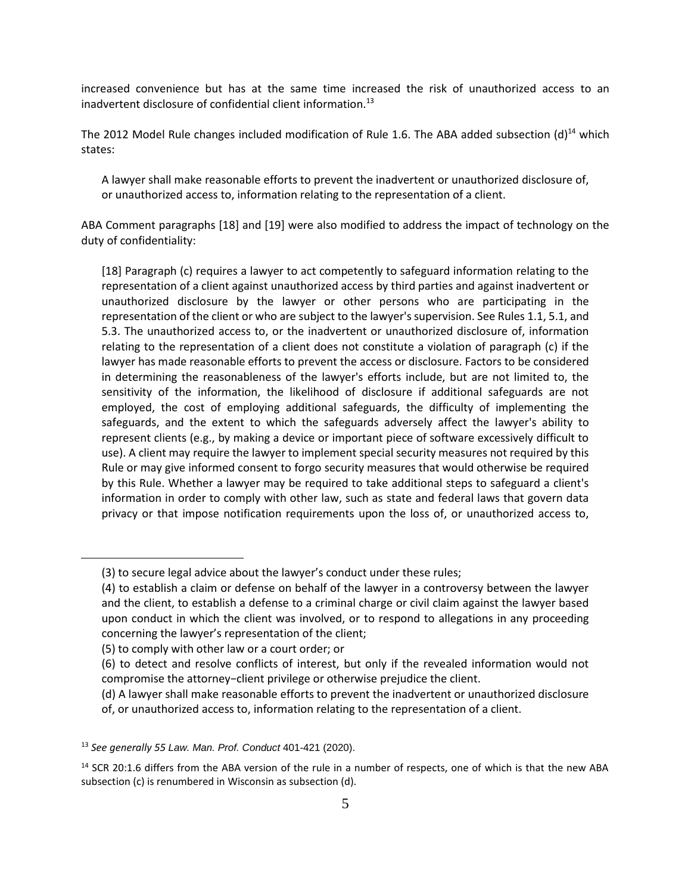increased convenience but has at the same time increased the risk of unauthorized access to an inadvertent disclosure of confidential client information.[13]

The 2012 Model Rule changes included modification of Rule 1.6. The ABA added subsection (d)[14] which states:

> A lawyer shall make reasonable efforts to prevent the inadvertent or unauthorized disclosure of, or unauthorized access to, information relating to the representation of a client.

ABA Comment paragraphs [18] and [19] were also modified to address the impact of technology on the duty of confidentiality:

> [18] Paragraph (c) requires a lawyer to act competently to safeguard information relating to the representation of a client against unauthorized access by third parties and against inadvertent or unauthorized disclosure by the lawyer or other persons who are participating in the representation of the client or who are subject to the lawyer's supervision. See Rules 1.1, 5.1, and 5.3. The unauthorized access to, or the inadvertent or unauthorized disclosure of, information relating to the representation of a client does not constitute a violation of paragraph (c) if the lawyer has made reasonable efforts to prevent the access or disclosure. Factors to be considered in determining the reasonableness of the lawyer's efforts include, but are not limited to, the sensitivity of the information, the likelihood of disclosure if additional safeguards are not employed, the cost of employing additional safeguards, the difficulty of implementing the safeguards, and the extent to which the safeguards adversely affect the lawyer's ability to represent clients (e.g., by making a device or important piece of software excessively difficult to use). A client may require the lawyer to implement special security measures not required by this Rule or may give informed consent to forgo security measures that would otherwise be required by this Rule. Whether a lawyer may be required to take additional steps to safeguard a client's information in order to comply with other law, such as state and federal laws that govern data privacy or that impose notification requirements upon the loss of, or unauthorized access to,

---

> (3) to secure legal advice about the lawyer's conduct under these rules;
>
> (4) to establish a claim or defense on behalf of the lawyer in a controversy between the lawyer and the client, to establish a defense to a criminal charge or civil claim against the lawyer based upon conduct in which the client was involved, or to respond to allegations in any proceeding concerning the lawyer's representation of the client;
>
> (5) to comply with other law or a court order; or
>
> (6) to detect and resolve conflicts of interest, but only if the revealed information would not compromise the attorney‑client privilege or otherwise prejudice the client.
>
> (d) A lawyer shall make reasonable efforts to prevent the inadvertent or unauthorized disclosure of, or unauthorized access to, information relating to the representation of a client.

[13] *See generally 55 Law. Man. Prof. Conduct* 401-421 (2020).

[14] SCR 20:1.6 differs from the ABA version of the rule in a number of respects, one of which is that the new ABA subsection (c) is renumbered in Wisconsin as subsection (d).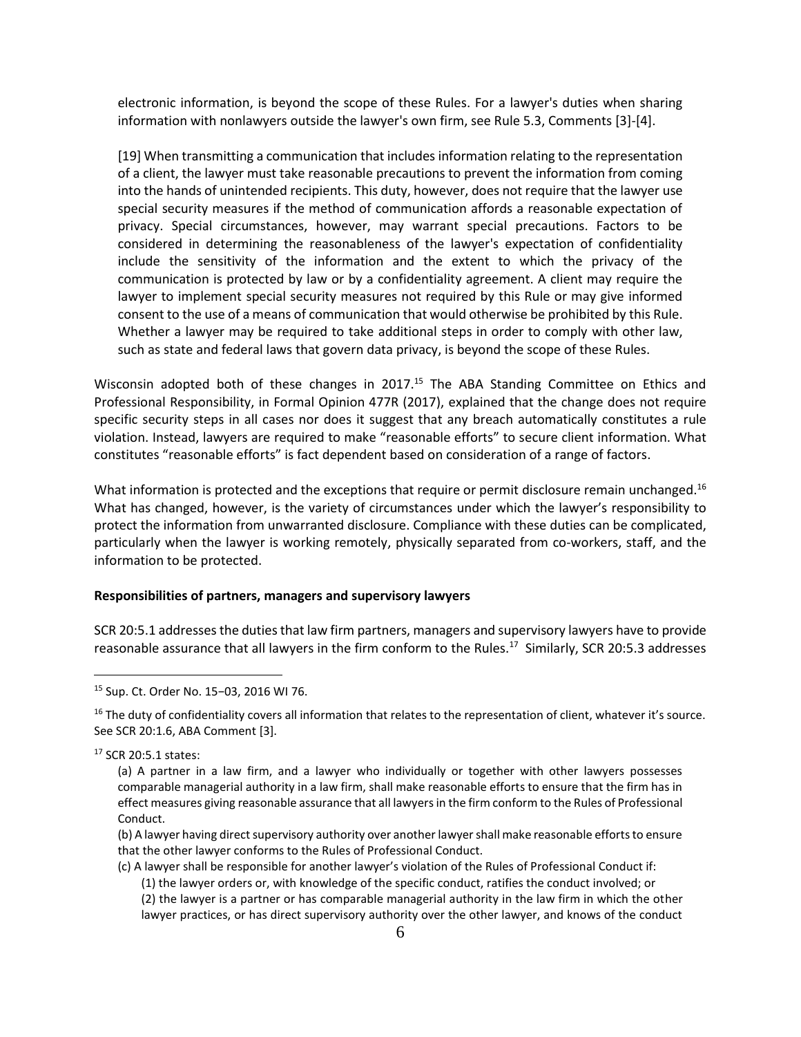electronic information, is beyond the scope of these Rules. For a lawyer's duties when sharing information with nonlawyers outside the lawyer's own firm, see Rule 5.3, Comments [3]-[4].

> [19] When transmitting a communication that includes information relating to the representation of a client, the lawyer must take reasonable precautions to prevent the information from coming into the hands of unintended recipients. This duty, however, does not require that the lawyer use special security measures if the method of communication affords a reasonable expectation of privacy. Special circumstances, however, may warrant special precautions. Factors to be considered in determining the reasonableness of the lawyer's expectation of confidentiality include the sensitivity of the information and the extent to which the privacy of the communication is protected by law or by a confidentiality agreement. A client may require the lawyer to implement special security measures not required by this Rule or may give informed consent to the use of a means of communication that would otherwise be prohibited by this Rule. Whether a lawyer may be required to take additional steps in order to comply with other law, such as state and federal laws that govern data privacy, is beyond the scope of these Rules.

Wisconsin adopted both of these changes in 2017.[15] The ABA Standing Committee on Ethics and Professional Responsibility, in Formal Opinion 477R (2017), explained that the change does not require specific security steps in all cases nor does it suggest that any breach automatically constitutes a rule violation. Instead, lawyers are required to make "reasonable efforts" to secure client information. What constitutes "reasonable efforts" is fact dependent based on consideration of a range of factors.

What information is protected and the exceptions that require or permit disclosure remain unchanged.[16] What has changed, however, is the variety of circumstances under which the lawyer's responsibility to protect the information from unwarranted disclosure. Compliance with these duties can be complicated, particularly when the lawyer is working remotely, physically separated from co-workers, staff, and the information to be protected.

**Responsibilities of partners, managers and supervisory lawyers**

SCR 20:5.1 addresses the duties that law firm partners, managers and supervisory lawyers have to provide reasonable assurance that all lawyers in the firm conform to the Rules.[17] Similarly, SCR 20:5.3 addresses

---

[15] Sup. Ct. Order No. 15−03, 2016 WI 76.

[16] The duty of confidentiality covers all information that relates to the representation of client, whatever it's source. See SCR 20:1.6, ABA Comment [3].

[17] SCR 20:5.1 states:

> (a) A partner in a law firm, and a lawyer who individually or together with other lawyers possesses comparable managerial authority in a law firm, shall make reasonable efforts to ensure that the firm has in effect measures giving reasonable assurance that all lawyers in the firm conform to the Rules of Professional Conduct.
>
> (b) A lawyer having direct supervisory authority over another lawyer shall make reasonable efforts to ensure that the other lawyer conforms to the Rules of Professional Conduct.
>
> (c) A lawyer shall be responsible for another lawyer's violation of the Rules of Professional Conduct if:
>
> (1) the lawyer orders or, with knowledge of the specific conduct, ratifies the conduct involved; or
>
> (2) the lawyer is a partner or has comparable managerial authority in the law firm in which the other lawyer practices, or has direct supervisory authority over the other lawyer, and knows of the conduct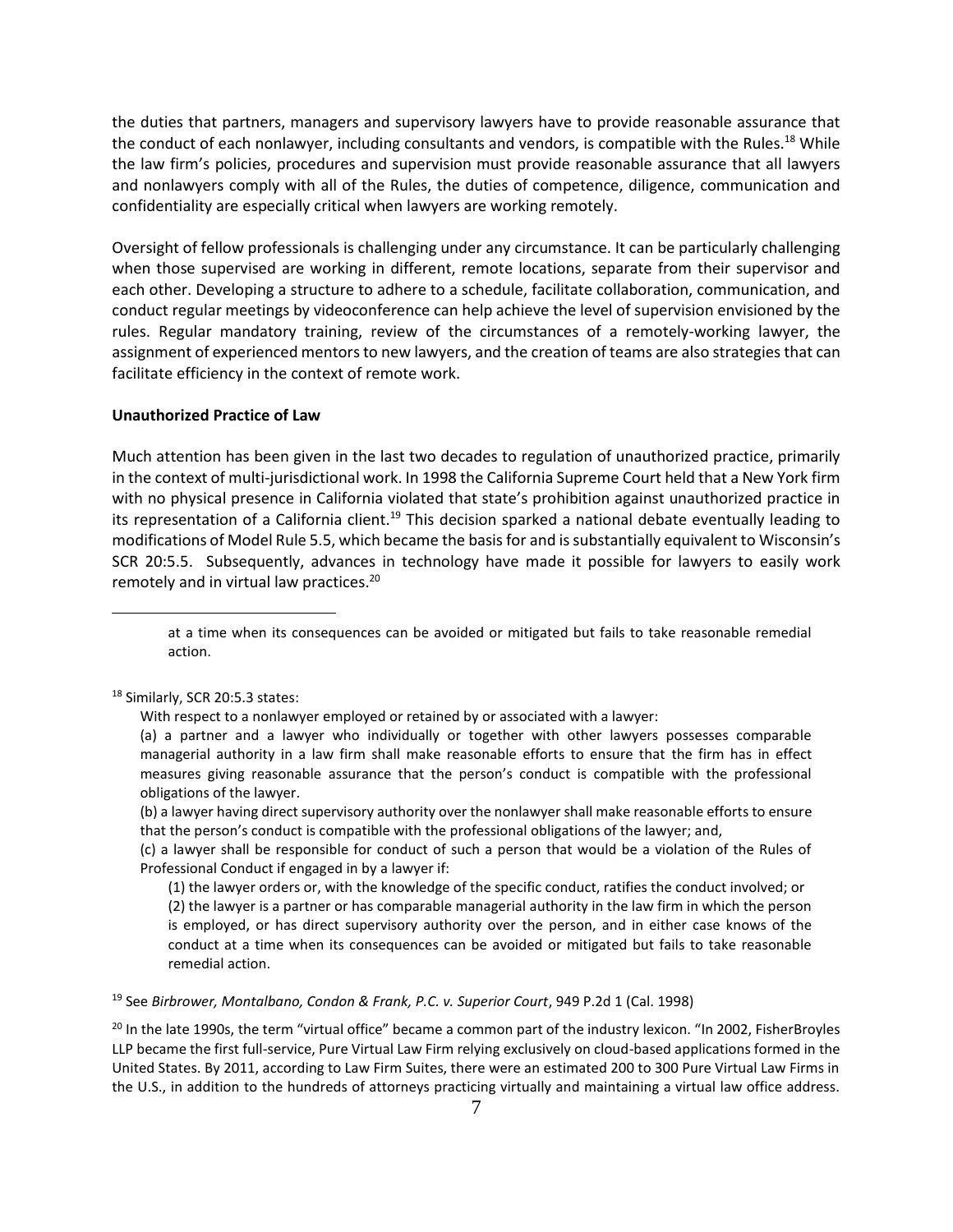the duties that partners, managers and supervisory lawyers have to provide reasonable assurance that the conduct of each nonlawyer, including consultants and vendors, is compatible with the Rules.[18] While the law firm's policies, procedures and supervision must provide reasonable assurance that all lawyers and nonlawyers comply with all of the Rules, the duties of competence, diligence, communication and confidentiality are especially critical when lawyers are working remotely.

Oversight of fellow professionals is challenging under any circumstance. It can be particularly challenging when those supervised are working in different, remote locations, separate from their supervisor and each other. Developing a structure to adhere to a schedule, facilitate collaboration, communication, and conduct regular meetings by videoconference can help achieve the level of supervision envisioned by the rules. Regular mandatory training, review of the circumstances of a remotely-working lawyer, the assignment of experienced mentors to new lawyers, and the creation of teams are also strategies that can facilitate efficiency in the context of remote work.

**Unauthorized Practice of Law**

Much attention has been given in the last two decades to regulation of unauthorized practice, primarily in the context of multi-jurisdictional work. In 1998 the California Supreme Court held that a New York firm with no physical presence in California violated that state's prohibition against unauthorized practice in its representation of a California client.[19] This decision sparked a national debate eventually leading to modifications of Model Rule 5.5, which became the basis for and is substantially equivalent to Wisconsin's SCR 20:5.5. Subsequently, advances in technology have made it possible for lawyers to easily work remotely and in virtual law practices.[20]

---

> at a time when its consequences can be avoided or mitigated but fails to take reasonable remedial action.

[18] Similarly, SCR 20:5.3 states:

> With respect to a nonlawyer employed or retained by or associated with a lawyer:
>
> (a) a partner and a lawyer who individually or together with other lawyers possesses comparable managerial authority in a law firm shall make reasonable efforts to ensure that the firm has in effect measures giving reasonable assurance that the person's conduct is compatible with the professional obligations of the lawyer.
>
> (b) a lawyer having direct supervisory authority over the nonlawyer shall make reasonable efforts to ensure that the person's conduct is compatible with the professional obligations of the lawyer; and,
>
> (c) a lawyer shall be responsible for conduct of such a person that would be a violation of the Rules of Professional Conduct if engaged in by a lawyer if:
>
> (1) the lawyer orders or, with the knowledge of the specific conduct, ratifies the conduct involved; or
>
> (2) the lawyer is a partner or has comparable managerial authority in the law firm in which the person is employed, or has direct supervisory authority over the person, and in either case knows of the conduct at a time when its consequences can be avoided or mitigated but fails to take reasonable remedial action.

[19] See *Birbrower, Montalbano, Condon & Frank, P.C. v. Superior Court*, 949 P.2d 1 (Cal. 1998)

[20] In the late 1990s, the term "virtual office" became a common part of the industry lexicon. "In 2002, FisherBroyles LLP became the first full-service, Pure Virtual Law Firm relying exclusively on cloud-based applications formed in the United States. By 2011, according to Law Firm Suites, there were an estimated 200 to 300 Pure Virtual Law Firms in the U.S., in addition to the hundreds of attorneys practicing virtually and maintaining a virtual law office address.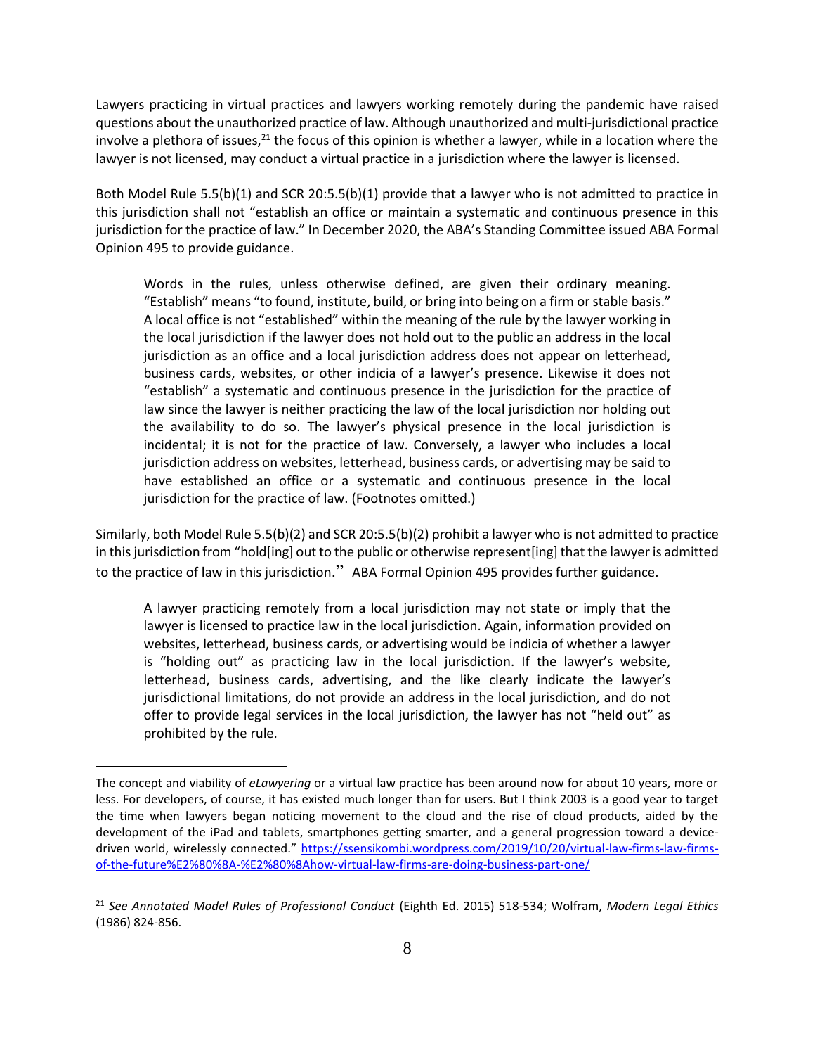Lawyers practicing in virtual practices and lawyers working remotely during the pandemic have raised questions about the unauthorized practice of law. Although unauthorized and multi-jurisdictional practice involve a plethora of issues,[21] the focus of this opinion is whether a lawyer, while in a location where the lawyer is not licensed, may conduct a virtual practice in a jurisdiction where the lawyer is licensed.

Both Model Rule 5.5(b)(1) and SCR 20:5.5(b)(1) provide that a lawyer who is not admitted to practice in this jurisdiction shall not "establish an office or maintain a systematic and continuous presence in this jurisdiction for the practice of law." In December 2020, the ABA's Standing Committee issued ABA Formal Opinion 495 to provide guidance.

> Words in the rules, unless otherwise defined, are given their ordinary meaning. "Establish" means "to found, institute, build, or bring into being on a firm or stable basis." A local office is not "established" within the meaning of the rule by the lawyer working in the local jurisdiction if the lawyer does not hold out to the public an address in the local jurisdiction as an office and a local jurisdiction address does not appear on letterhead, business cards, websites, or other indicia of a lawyer's presence. Likewise it does not "establish" a systematic and continuous presence in the jurisdiction for the practice of law since the lawyer is neither practicing the law of the local jurisdiction nor holding out the availability to do so. The lawyer's physical presence in the local jurisdiction is incidental; it is not for the practice of law. Conversely, a lawyer who includes a local jurisdiction address on websites, letterhead, business cards, or advertising may be said to have established an office or a systematic and continuous presence in the local jurisdiction for the practice of law. (Footnotes omitted.)

Similarly, both Model Rule 5.5(b)(2) and SCR 20:5.5(b)(2) prohibit a lawyer who is not admitted to practice in this jurisdiction from "hold[ing] out to the public or otherwise represent[ing] that the lawyer is admitted to the practice of law in this jurisdiction." ABA Formal Opinion 495 provides further guidance.

> A lawyer practicing remotely from a local jurisdiction may not state or imply that the lawyer is licensed to practice law in the local jurisdiction. Again, information provided on websites, letterhead, business cards, or advertising would be indicia of whether a lawyer is "holding out" as practicing law in the local jurisdiction. If the lawyer's website, letterhead, business cards, advertising, and the like clearly indicate the lawyer's jurisdictional limitations, do not provide an address in the local jurisdiction, and do not offer to provide legal services in the local jurisdiction, the lawyer has not "held out" as prohibited by the rule.

---

The concept and viability of *eLawyering* or a virtual law practice has been around now for about 10 years, more or less. For developers, of course, it has existed much longer than for users. But I think 2003 is a good year to target the time when lawyers began noticing movement to the cloud and the rise of cloud products, aided by the development of the iPad and tablets, smartphones getting smarter, and a general progression toward a device-driven world, wirelessly connected." https://ssensikombi.wordpress.com/2019/10/20/virtual-law-firms-law-firms-of-the-future%E2%80%8A-%E2%80%8Ahow-virtual-law-firms-are-doing-business-part-one/

[21] *See Annotated Model Rules of Professional Conduct* (Eighth Ed. 2015) 518-534; Wolfram, *Modern Legal Ethics* (1986) 824-856.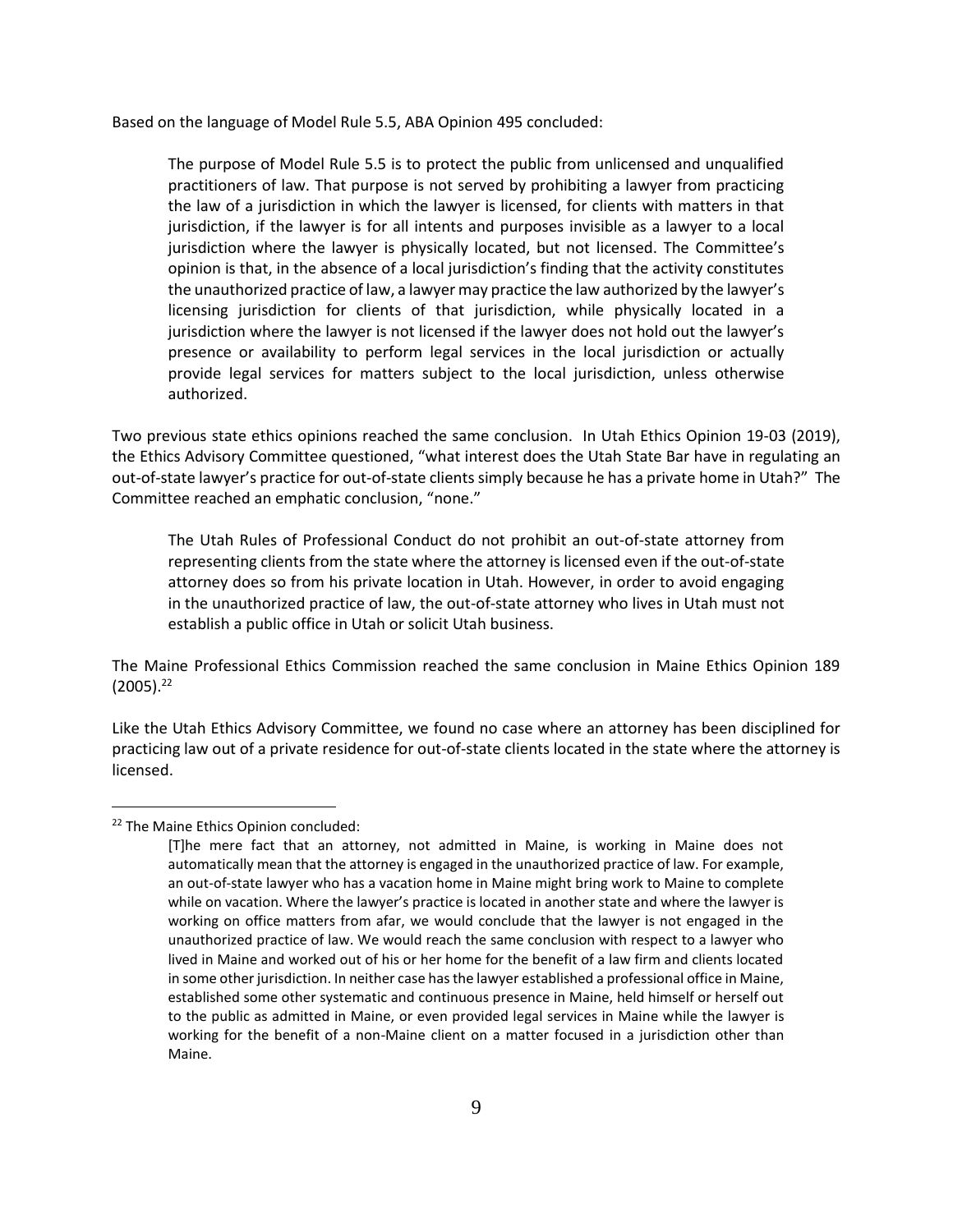Based on the language of Model Rule 5.5, ABA Opinion 495 concluded:

> The purpose of Model Rule 5.5 is to protect the public from unlicensed and unqualified practitioners of law. That purpose is not served by prohibiting a lawyer from practicing the law of a jurisdiction in which the lawyer is licensed, for clients with matters in that jurisdiction, if the lawyer is for all intents and purposes invisible as a lawyer to a local jurisdiction where the lawyer is physically located, but not licensed. The Committee's opinion is that, in the absence of a local jurisdiction's finding that the activity constitutes the unauthorized practice of law, a lawyer may practice the law authorized by the lawyer's licensing jurisdiction for clients of that jurisdiction, while physically located in a jurisdiction where the lawyer is not licensed if the lawyer does not hold out the lawyer's presence or availability to perform legal services in the local jurisdiction or actually provide legal services for matters subject to the local jurisdiction, unless otherwise authorized.

Two previous state ethics opinions reached the same conclusion. In Utah Ethics Opinion 19-03 (2019), the Ethics Advisory Committee questioned, "what interest does the Utah State Bar have in regulating an out-of-state lawyer's practice for out-of-state clients simply because he has a private home in Utah?" The Committee reached an emphatic conclusion, "none."

> The Utah Rules of Professional Conduct do not prohibit an out-of-state attorney from representing clients from the state where the attorney is licensed even if the out-of-state attorney does so from his private location in Utah. However, in order to avoid engaging in the unauthorized practice of law, the out-of-state attorney who lives in Utah must not establish a public office in Utah or solicit Utah business.

The Maine Professional Ethics Commission reached the same conclusion in Maine Ethics Opinion 189 (2005).[22]

Like the Utah Ethics Advisory Committee, we found no case where an attorney has been disciplined for practicing law out of a private residence for out-of-state clients located in the state where the attorney is licensed.

---

[22] The Maine Ethics Opinion concluded:

> [T]he mere fact that an attorney, not admitted in Maine, is working in Maine does not automatically mean that the attorney is engaged in the unauthorized practice of law. For example, an out-of-state lawyer who has a vacation home in Maine might bring work to Maine to complete while on vacation. Where the lawyer's practice is located in another state and where the lawyer is working on office matters from afar, we would conclude that the lawyer is not engaged in the unauthorized practice of law. We would reach the same conclusion with respect to a lawyer who lived in Maine and worked out of his or her home for the benefit of a law firm and clients located in some other jurisdiction. In neither case has the lawyer established a professional office in Maine, established some other systematic and continuous presence in Maine, held himself or herself out to the public as admitted in Maine, or even provided legal services in Maine while the lawyer is working for the benefit of a non-Maine client on a matter focused in a jurisdiction other than Maine.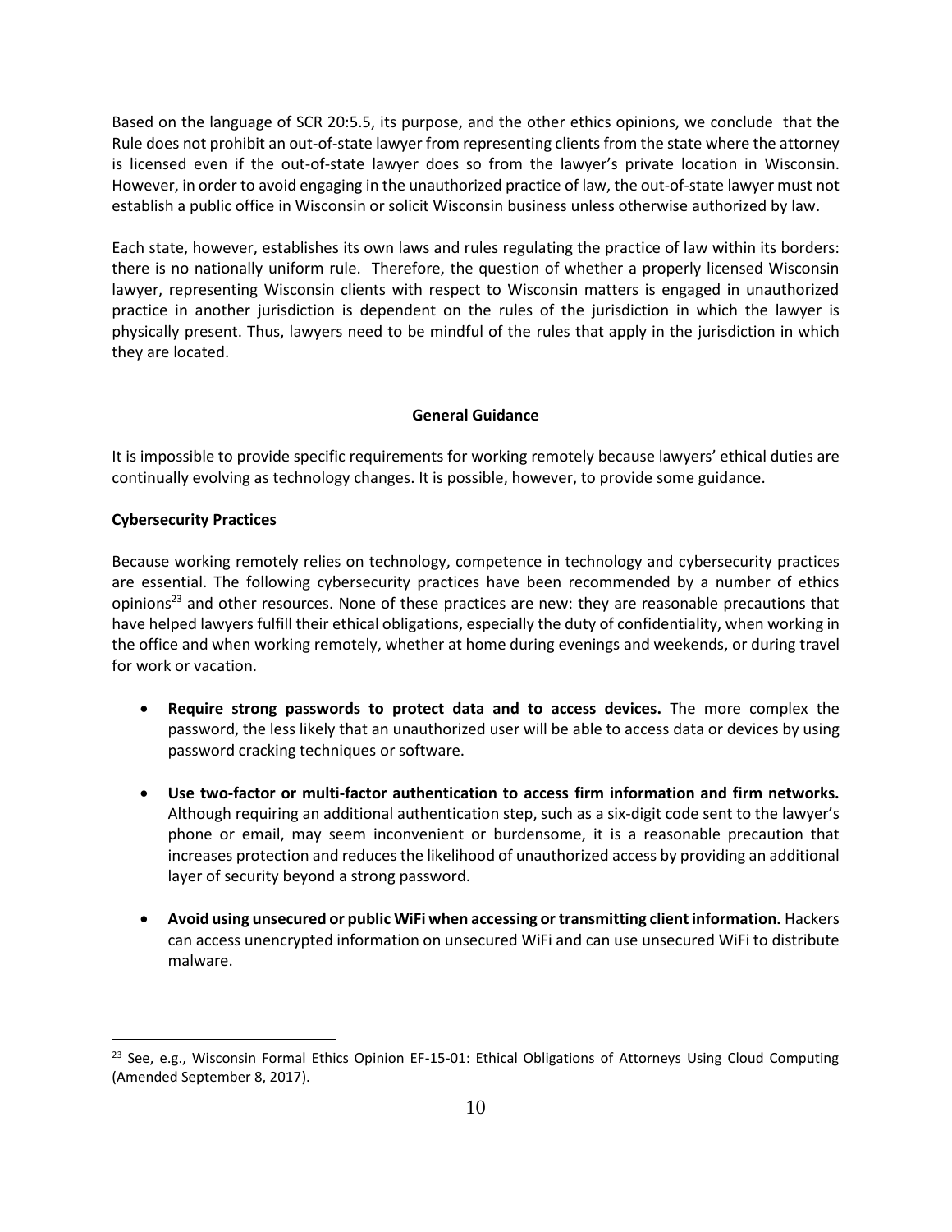Based on the language of SCR 20:5.5, its purpose, and the other ethics opinions, we conclude that the Rule does not prohibit an out-of-state lawyer from representing clients from the state where the attorney is licensed even if the out-of-state lawyer does so from the lawyer's private location in Wisconsin. However, in order to avoid engaging in the unauthorized practice of law, the out-of-state lawyer must not establish a public office in Wisconsin or solicit Wisconsin business unless otherwise authorized by law.

Each state, however, establishes its own laws and rules regulating the practice of law within its borders: there is no nationally uniform rule. Therefore, the question of whether a properly licensed Wisconsin lawyer, representing Wisconsin clients with respect to Wisconsin matters is engaged in unauthorized practice in another jurisdiction is dependent on the rules of the jurisdiction in which the lawyer is physically present. Thus, lawyers need to be mindful of the rules that apply in the jurisdiction in which they are located.

## General Guidance

It is impossible to provide specific requirements for working remotely because lawyers' ethical duties are continually evolving as technology changes. It is possible, however, to provide some guidance.

### Cybersecurity Practices

Because working remotely relies on technology, competence in technology and cybersecurity practices are essential. The following cybersecurity practices have been recommended by a number of ethics opinions[23] and other resources. None of these practices are new: they are reasonable precautions that have helped lawyers fulfill their ethical obligations, especially the duty of confidentiality, when working in the office and when working remotely, whether at home during evenings and weekends, or during travel for work or vacation.

- **Require strong passwords to protect data and to access devices.** The more complex the password, the less likely that an unauthorized user will be able to access data or devices by using password cracking techniques or software.
- **Use two-factor or multi-factor authentication to access firm information and firm networks.** Although requiring an additional authentication step, such as a six-digit code sent to the lawyer's phone or email, may seem inconvenient or burdensome, it is a reasonable precaution that increases protection and reduces the likelihood of unauthorized access by providing an additional layer of security beyond a strong password.
- **Avoid using unsecured or public WiFi when accessing or transmitting client information.** Hackers can access unencrypted information on unsecured WiFi and can use unsecured WiFi to distribute malware.

[23] See, e.g., Wisconsin Formal Ethics Opinion EF-15-01: Ethical Obligations of Attorneys Using Cloud Computing (Amended September 8, 2017).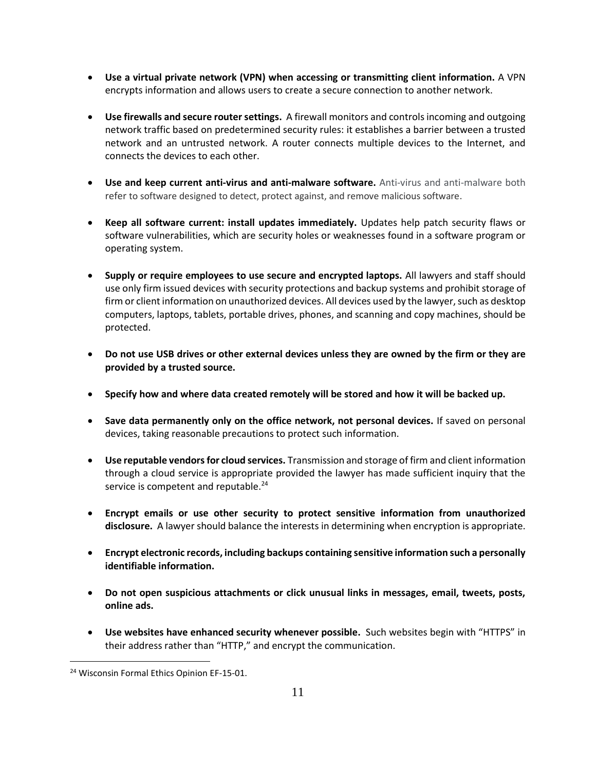- **Use a virtual private network (VPN) when accessing or transmitting client information.** A VPN encrypts information and allows users to create a secure connection to another network.

- **Use firewalls and secure router settings.** A firewall monitors and controls incoming and outgoing network traffic based on predetermined security rules: it establishes a barrier between a trusted network and an untrusted network. A router connects multiple devices to the Internet, and connects the devices to each other.

- **Use and keep current anti-virus and anti-malware software.** Anti-virus and anti-malware both refer to software designed to detect, protect against, and remove malicious software.

- **Keep all software current: install updates immediately.** Updates help patch security flaws or software vulnerabilities, which are security holes or weaknesses found in a software program or operating system.

- **Supply or require employees to use secure and encrypted laptops.** All lawyers and staff should use only firm issued devices with security protections and backup systems and prohibit storage of firm or client information on unauthorized devices. All devices used by the lawyer, such as desktop computers, laptops, tablets, portable drives, phones, and scanning and copy machines, should be protected.

- **Do not use USB drives or other external devices unless they are owned by the firm or they are provided by a trusted source.**

- **Specify how and where data created remotely will be stored and how it will be backed up.**

- **Save data permanently only on the office network, not personal devices.** If saved on personal devices, taking reasonable precautions to protect such information.

- **Use reputable vendors for cloud services.** Transmission and storage of firm and client information through a cloud service is appropriate provided the lawyer has made sufficient inquiry that the service is competent and reputable.[24]

- **Encrypt emails or use other security to protect sensitive information from unauthorized disclosure.** A lawyer should balance the interests in determining when encryption is appropriate.

- **Encrypt electronic records, including backups containing sensitive information such a personally identifiable information.**

- **Do not open suspicious attachments or click unusual links in messages, email, tweets, posts, online ads.**

- **Use websites have enhanced security whenever possible.** Such websites begin with "HTTPS" in their address rather than "HTTP," and encrypt the communication.

---

[24] Wisconsin Formal Ethics Opinion EF-15-01.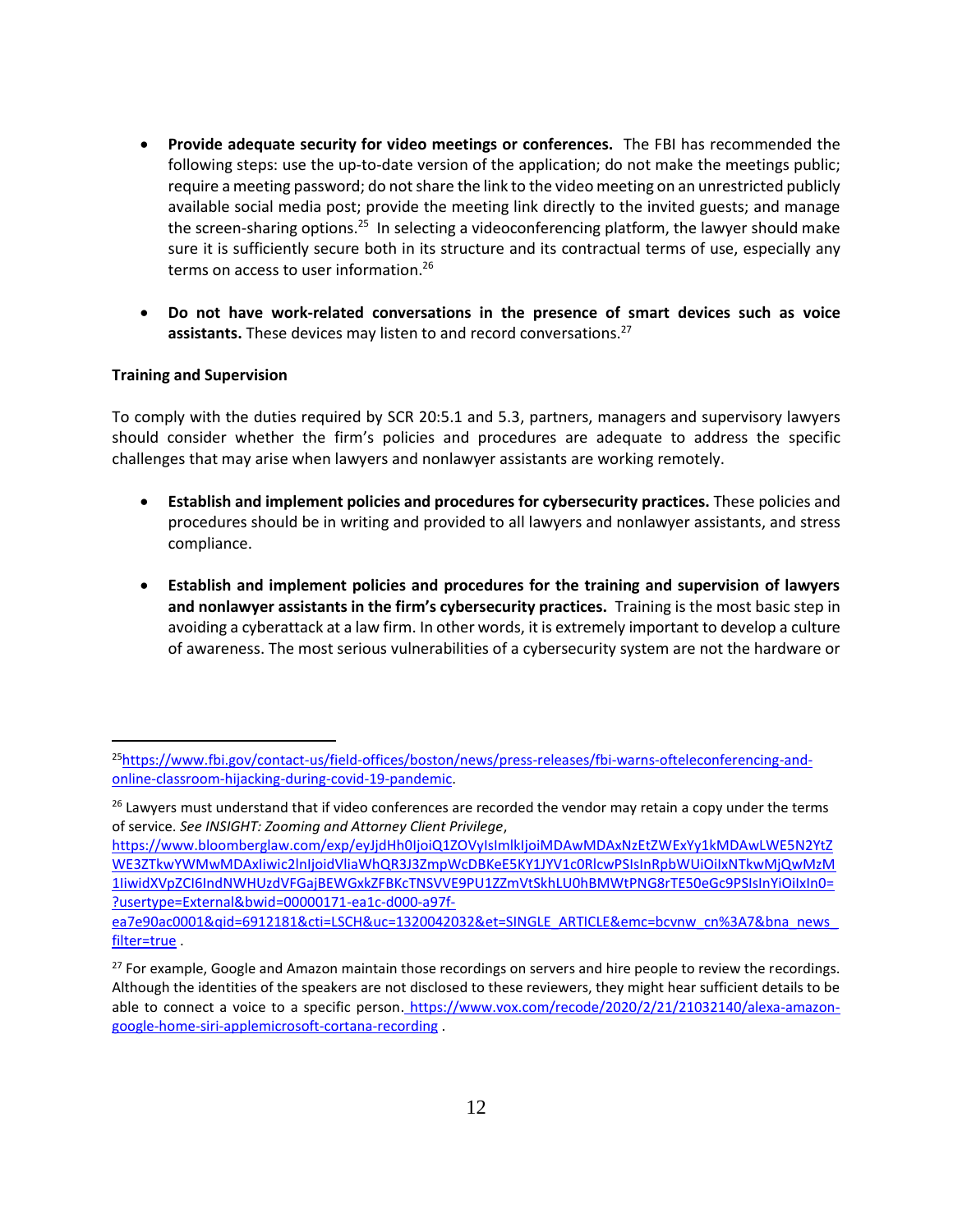- **Provide adequate security for video meetings or conferences.** The FBI has recommended the following steps: use the up-to-date version of the application; do not make the meetings public; require a meeting password; do not share the link to the video meeting on an unrestricted publicly available social media post; provide the meeting link directly to the invited guests; and manage the screen-sharing options.[25] In selecting a videoconferencing platform, the lawyer should make sure it is sufficiently secure both in its structure and its contractual terms of use, especially any terms on access to user information.[26]

- **Do not have work-related conversations in the presence of smart devices such as voice assistants.** These devices may listen to and record conversations.[27]

**Training and Supervision**

To comply with the duties required by SCR 20:5.1 and 5.3, partners, managers and supervisory lawyers should consider whether the firm's policies and procedures are adequate to address the specific challenges that may arise when lawyers and nonlawyer assistants are working remotely.

- **Establish and implement policies and procedures for cybersecurity practices.** These policies and procedures should be in writing and provided to all lawyers and nonlawyer assistants, and stress compliance.

- **Establish and implement policies and procedures for the training and supervision of lawyers and nonlawyer assistants in the firm's cybersecurity practices.** Training is the most basic step in avoiding a cyberattack at a law firm. In other words, it is extremely important to develop a culture of awareness. The most serious vulnerabilities of a cybersecurity system are not the hardware or

---

[25] https://www.fbi.gov/contact-us/field-offices/boston/news/press-releases/fbi-warns-ofteleconferencing-and-online-classroom-hijacking-during-covid-19-pandemic.

[26] Lawyers must understand that if video conferences are recorded the vendor may retain a copy under the terms of service. *See INSIGHT: Zooming and Attorney Client Privilege*, https://www.bloomberglaw.com/exp/eyJjdHh0IjoiQ1ZOVyIsImlkIjoiMDAwMDAxNzEtZWExYy1kMDAwLWE5N2YtZWE3ZTkwYWMwMDAxIiwic2lnIjoidVliaWhQR3J3ZmpWcDBKeE5KY1JYV1c0RlcwPSIsInRpbWUiOiIxNTkwMjQwMzM1IiwidXVpZCI6IndNWHUzdVFGajBEWGxkZFBKcTNSVVE9PU1ZZmVtSkhLU0hBMWtPNG8rTE50eGc9PSIsInYiOiIxIn0=?usertype=External&bwid=00000171-ea1c-d000-a97f-ea7e90ac0001&qid=6912181&cti=LSCH&uc=1320042032&et=SINGLE_ARTICLE&emc=bcvnw_cn%3A7&bna_news_filter=true .

[27] For example, Google and Amazon maintain those recordings on servers and hire people to review the recordings. Although the identities of the speakers are not disclosed to these reviewers, they might hear sufficient details to be able to connect a voice to a specific person. https://www.vox.com/recode/2020/2/21/21032140/alexa-amazon-google-home-siri-applemicrosoft-cortana-recording .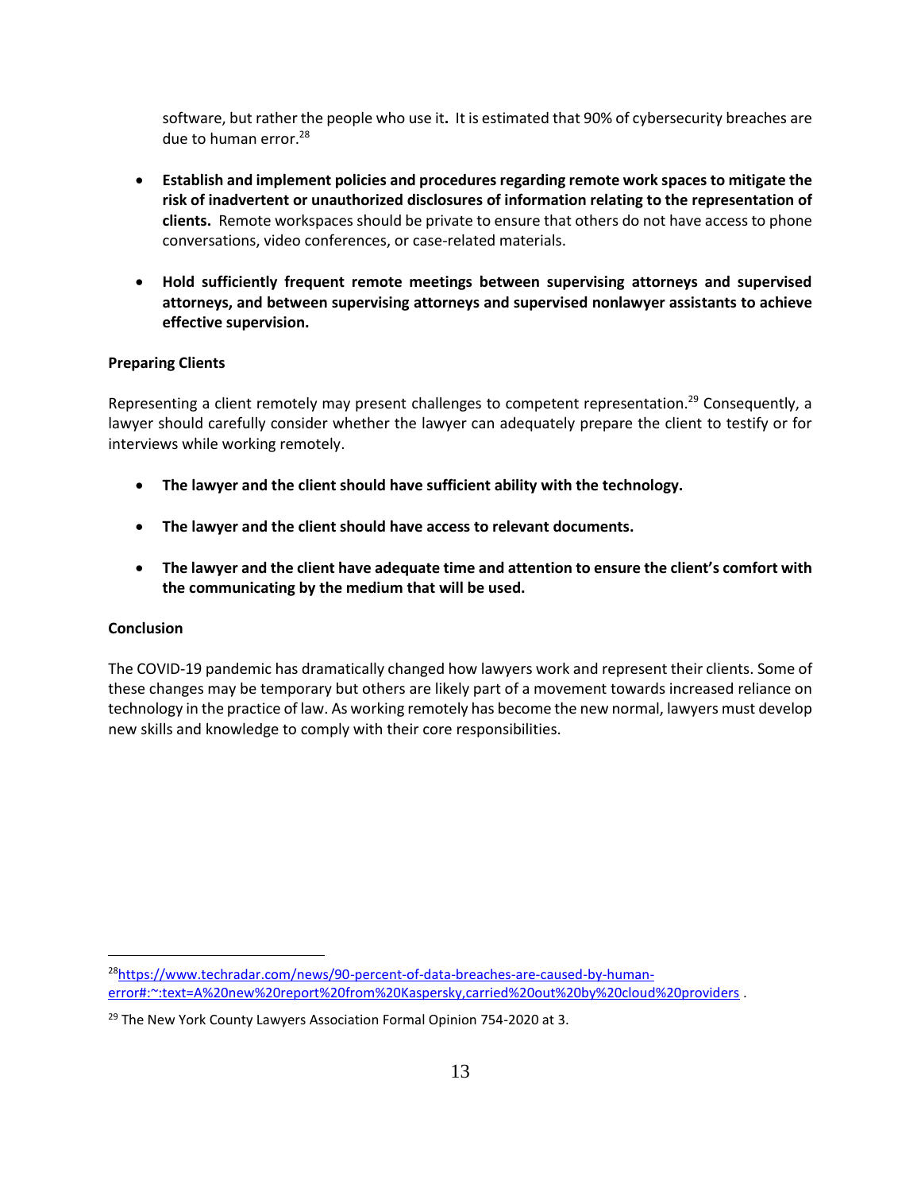software, but rather the people who use it**.** It is estimated that 90% of cybersecurity breaches are due to human error.[28]

- **Establish and implement policies and procedures regarding remote work spaces to mitigate the risk of inadvertent or unauthorized disclosures of information relating to the representation of clients.** Remote workspaces should be private to ensure that others do not have access to phone conversations, video conferences, or case-related materials.

- **Hold sufficiently frequent remote meetings between supervising attorneys and supervised attorneys, and between supervising attorneys and supervised nonlawyer assistants to achieve effective supervision.**

**Preparing Clients**

Representing a client remotely may present challenges to competent representation.[29] Consequently, a lawyer should carefully consider whether the lawyer can adequately prepare the client to testify or for interviews while working remotely.

- **The lawyer and the client should have sufficient ability with the technology.**

- **The lawyer and the client should have access to relevant documents.**

- **The lawyer and the client have adequate time and attention to ensure the client's comfort with the communicating by the medium that will be used.**

**Conclusion**

The COVID-19 pandemic has dramatically changed how lawyers work and represent their clients. Some of these changes may be temporary but others are likely part of a movement towards increased reliance on technology in the practice of law. As working remotely has become the new normal, lawyers must develop new skills and knowledge to comply with their core responsibilities.

---

[28] https://www.techradar.com/news/90-percent-of-data-breaches-are-caused-by-human-error#:~:text=A%20new%20report%20from%20Kaspersky,carried%20out%20by%20cloud%20providers .

[29] The New York County Lawyers Association Formal Opinion 754-2020 at 3.